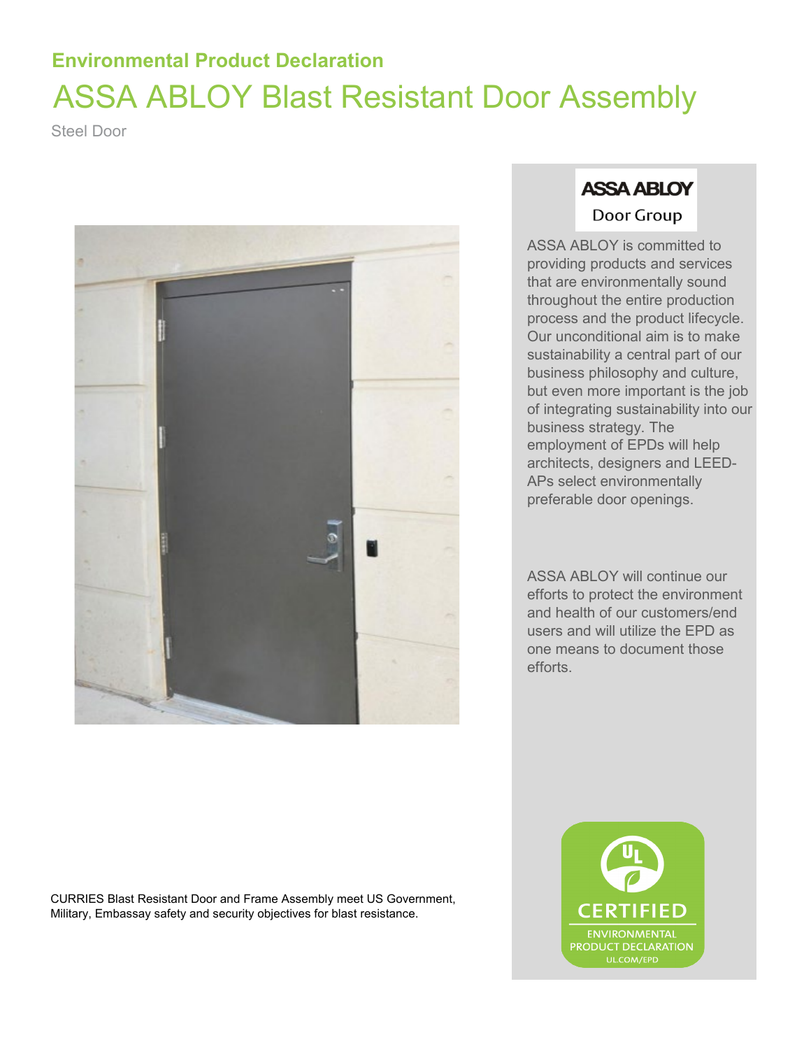## Environmental Product Declaration

# ASSA ABLOY Blast Resistant Door Assembly

Steel Door

ASSA ABLOY Door Group

ASSA ABLOY is committed to providing products and services that are environmentally sound throughout the entire production process and the product lifecycle. Our unconditional aim is to make sustainability a central part of our business philosophy and culture, but even more important is the job of integrating sustainability into our business strategy. The employment of EPDs will help architects, designers and LEED-APs select environmentally preferable door openings.

ASSA ABLOY will continue our efforts to protect the environment and health of our customers/end users and will utilize the EPD as one means to document those efforts.

CURRIES Blast Resistant Door and Frame Assembly meet US Government, Military, Embassay safety and security objectives for blast resistance.

UL CERTIFIED ENVIRONMENTAL PRODUCT DECLARATION UL.COM/EPD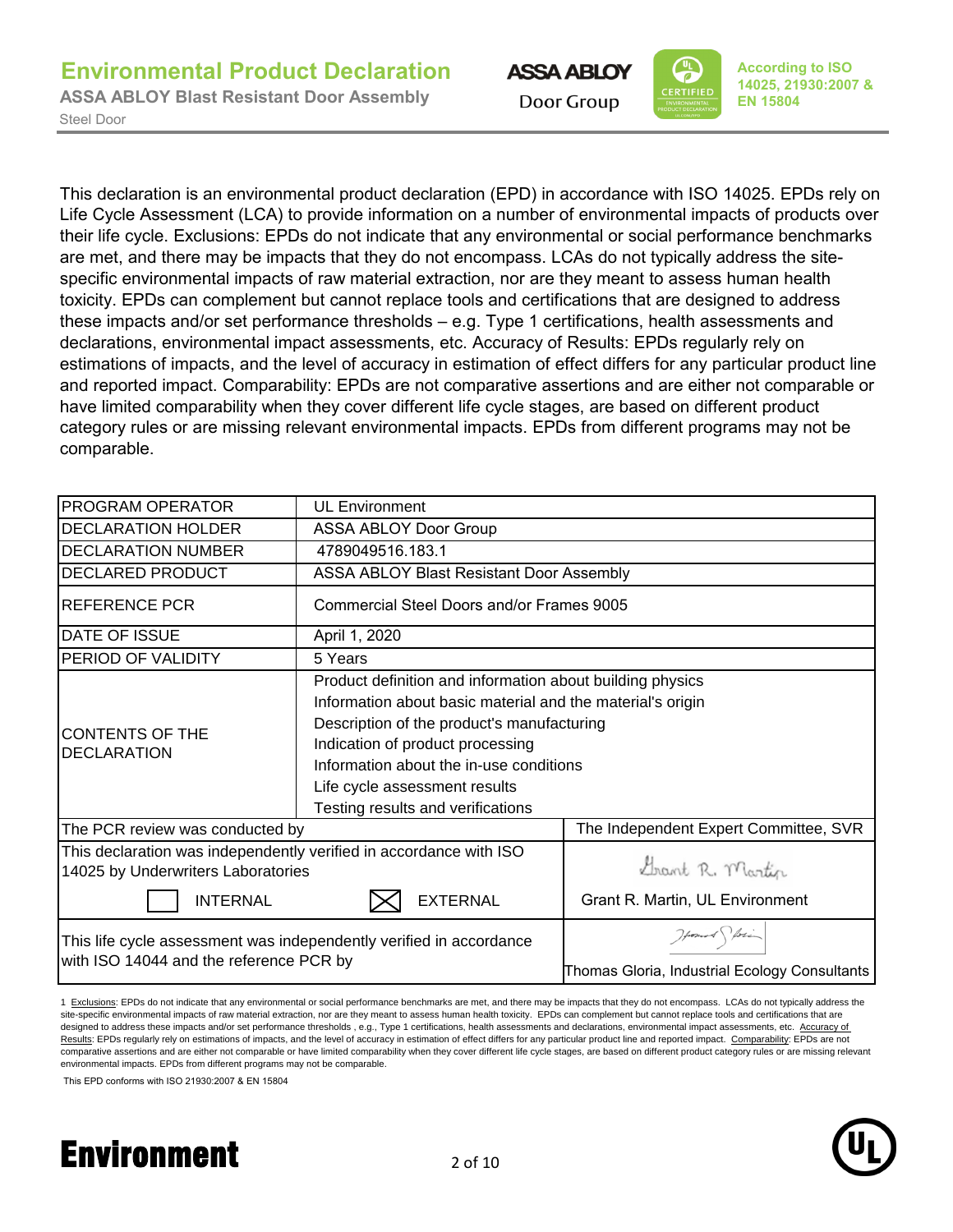This declaration is an environmental product declaration (EPD) in accordance with ISO 14025. EPDs rely on Life Cycle Assessment (LCA) to provide information on a number of environmental impacts of products over their life cycle. Exclusions: EPDs do not indicate that any environmental or social performance benchmarks are met, and there may be impacts that they do not encompass. LCAs do not typically address the site-specific environmental impacts of raw material extraction, nor are they meant to assess human health toxicity. EPDs can complement but cannot replace tools and certifications that are designed to address these impacts and/or set performance thresholds – e.g. Type 1 certifications, health assessments and declarations, environmental impact assessments, etc. Accuracy of Results: EPDs regularly rely on estimations of impacts, and the level of accuracy in estimation of effect differs for any particular product line and reported impact. Comparability: EPDs are not comparative assertions and are either not comparable or have limited comparability when they cover different life cycle stages, are based on different product category rules or are missing relevant environmental impacts. EPDs from different programs may not be comparable.

| | |
|---|---|
| PROGRAM OPERATOR | UL Environment |
| DECLARATION HOLDER | ASSA ABLOY Door Group |
| DECLARATION NUMBER | 4789049516.183.1 |
| DECLARED PRODUCT | ASSA ABLOY Blast Resistant Door Assembly |
| REFERENCE PCR | Commercial Steel Doors and/or Frames 9005 |
| DATE OF ISSUE | April 1, 2020 |
| PERIOD OF VALIDITY | 5 Years |
| CONTENTS OF THE DECLARATION | Product definition and information about building physics<br>Information about basic material and the material's origin<br>Description of the product's manufacturing<br>Indication of product processing<br>Information about the in-use conditions<br>Life cycle assessment results<br>Testing results and verifications |
| The PCR review was conducted by | The Independent Expert Committee, SVR |
| This declaration was independently verified in accordance with ISO 14025 by Underwriters Laboratories<br>☐ INTERNAL ☒ EXTERNAL | Grant R. Martin, UL Environment |
| This life cycle assessment was independently verified in accordance with ISO 14044 and the reference PCR by | Thomas Gloria, Industrial Ecology Consultants |

1 Exclusions: EPDs do not indicate that any environmental or social performance benchmarks are met, and there may be impacts that they do not encompass. LCAs do not typically address the site-specific environmental impacts of raw material extraction, nor are they meant to assess human health toxicity. EPDs can complement but cannot replace tools and certifications that are designed to address these impacts and/or set performance thresholds , e.g., Type 1 certifications, health assessments and declarations, environmental impact assessments, etc. Accuracy of Results: EPDs regularly rely on estimations of impacts, and the level of accuracy in estimation of effect differs for any particular product line and reported impact. Comparability: EPDs are not comparative assertions and are either not comparable or have limited comparability when they cover different life cycle stages, are based on different product category rules or are missing relevant environmental impacts. EPDs from different programs may not be comparable.

This EPD conforms with ISO 21930:2007 & EN 15804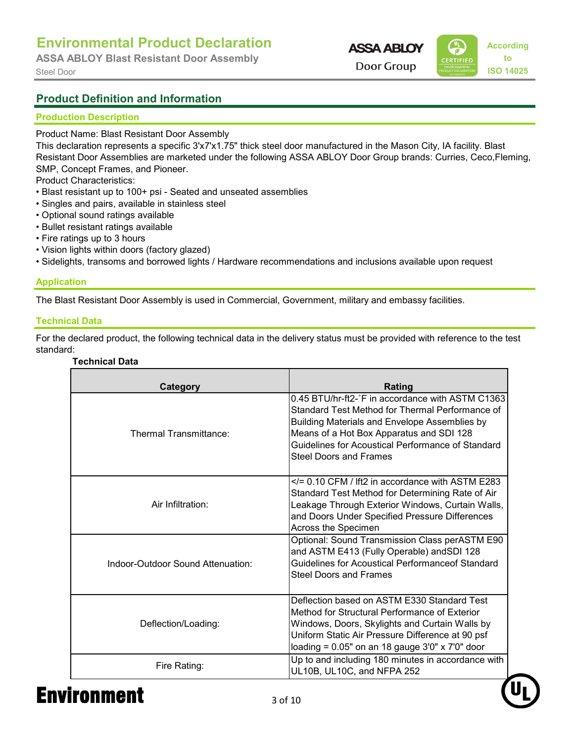## Product Definition and Information

### Production Description

Product Name: Blast Resistant Door Assembly

This declaration represents a specific 3'x7'x1.75" thick steel door manufactured in the Mason City, IA facility. Blast Resistant Door Assemblies are marketed under the following ASSA ABLOY Door Group brands: Curries, Ceco,Fleming, SMP, Concept Frames, and Pioneer.

Product Characteristics:

- Blast resistant up to 100+ psi - Seated and unseated assemblies
- Singles and pairs, available in stainless steel
- Optional sound ratings available
- Bullet resistant ratings available
- Fire ratings up to 3 hours
- Vision lights within doors (factory glazed)
- Sidelights, transoms and borrowed lights / Hardware recommendations and inclusions available upon request

### Application

The Blast Resistant Door Assembly is used in Commercial, Government, military and embassy facilities.

### Technical Data

For the declared product, the following technical data in the delivery status must be provided with reference to the test standard:

**Technical Data**

| Category | Rating |
|---|---|
| Thermal Transmittance: | 0.45 BTU/hr-ft2-˚F in accordance with ASTM C1363 Standard Test Method for Thermal Performance of Building Materials and Envelope Assemblies by Means of a Hot Box Apparatus and SDI 128 Guidelines for Acoustical Performance of Standard Steel Doors and Frames |
| Air Infiltration: | </= 0.10 CFM / lft2 in accordance with ASTM E283 Standard Test Method for Determining Rate of Air Leakage Through Exterior Windows, Curtain Walls, and Doors Under Specified Pressure Differences Across the Specimen |
| Indoor-Outdoor Sound Attenuation: | Optional: Sound Transmission Class perASTM E90 and ASTM E413 (Fully Operable) andSDI 128 Guidelines for Acoustical Performanceof Standard Steel Doors and Frames |
| Deflection/Loading: | Deflection based on ASTM E330 Standard Test Method for Structural Performance of Exterior Windows, Doors, Skylights and Curtain Walls by Uniform Static Air Pressure Difference at 90 psf loading = 0.05" on an 18 gauge 3'0" x 7'0" door |
| Fire Rating: | Up to and including 180 minutes in accordance with UL10B, UL10C, and NFPA 252 |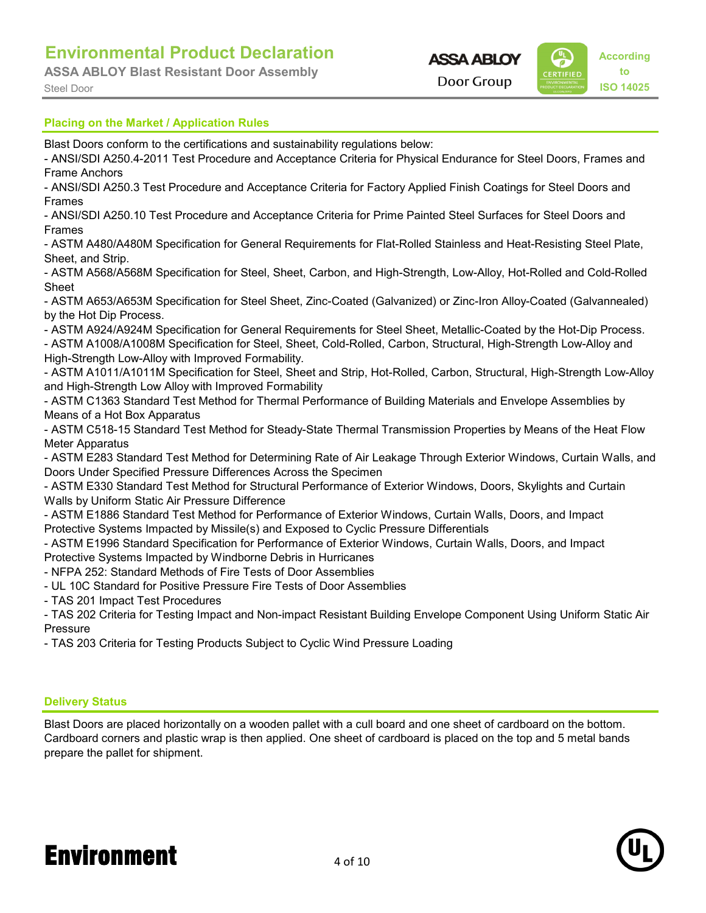## Placing on the Market / Application Rules

Blast Doors conform to the certifications and sustainability regulations below:

- ANSI/SDI A250.4-2011 Test Procedure and Acceptance Criteria for Physical Endurance for Steel Doors, Frames and Frame Anchors
- ANSI/SDI A250.3 Test Procedure and Acceptance Criteria for Factory Applied Finish Coatings for Steel Doors and Frames
- ANSI/SDI A250.10 Test Procedure and Acceptance Criteria for Prime Painted Steel Surfaces for Steel Doors and Frames
- ASTM A480/A480M Specification for General Requirements for Flat-Rolled Stainless and Heat-Resisting Steel Plate, Sheet, and Strip.
- ASTM A568/A568M Specification for Steel, Sheet, Carbon, and High-Strength, Low-Alloy, Hot-Rolled and Cold-Rolled Sheet
- ASTM A653/A653M Specification for Steel Sheet, Zinc-Coated (Galvanized) or Zinc-Iron Alloy-Coated (Galvannealed) by the Hot Dip Process.
- ASTM A924/A924M Specification for General Requirements for Steel Sheet, Metallic-Coated by the Hot-Dip Process.
- ASTM A1008/A1008M Specification for Steel, Sheet, Cold-Rolled, Carbon, Structural, High-Strength Low-Alloy and High-Strength Low-Alloy with Improved Formability.
- ASTM A1011/A1011M Specification for Steel, Sheet and Strip, Hot-Rolled, Carbon, Structural, High-Strength Low-Alloy and High-Strength Low Alloy with Improved Formability
- ASTM C1363 Standard Test Method for Thermal Performance of Building Materials and Envelope Assemblies by Means of a Hot Box Apparatus
- ASTM C518-15 Standard Test Method for Steady-State Thermal Transmission Properties by Means of the Heat Flow Meter Apparatus
- ASTM E283 Standard Test Method for Determining Rate of Air Leakage Through Exterior Windows, Curtain Walls, and Doors Under Specified Pressure Differences Across the Specimen
- ASTM E330 Standard Test Method for Structural Performance of Exterior Windows, Doors, Skylights and Curtain Walls by Uniform Static Air Pressure Difference
- ASTM E1886 Standard Test Method for Performance of Exterior Windows, Curtain Walls, Doors, and Impact Protective Systems Impacted by Missile(s) and Exposed to Cyclic Pressure Differentials
- ASTM E1996 Standard Specification for Performance of Exterior Windows, Curtain Walls, Doors, and Impact Protective Systems Impacted by Windborne Debris in Hurricanes
- NFPA 252: Standard Methods of Fire Tests of Door Assemblies
- UL 10C Standard for Positive Pressure Fire Tests of Door Assemblies
- TAS 201 Impact Test Procedures
- TAS 202 Criteria for Testing Impact and Non-impact Resistant Building Envelope Component Using Uniform Static Air Pressure
- TAS 203 Criteria for Testing Products Subject to Cyclic Wind Pressure Loading

## Delivery Status

Blast Doors are placed horizontally on a wooden pallet with a cull board and one sheet of cardboard on the bottom. Cardboard corners and plastic wrap is then applied. One sheet of cardboard is placed on the top and 5 metal bands prepare the pallet for shipment.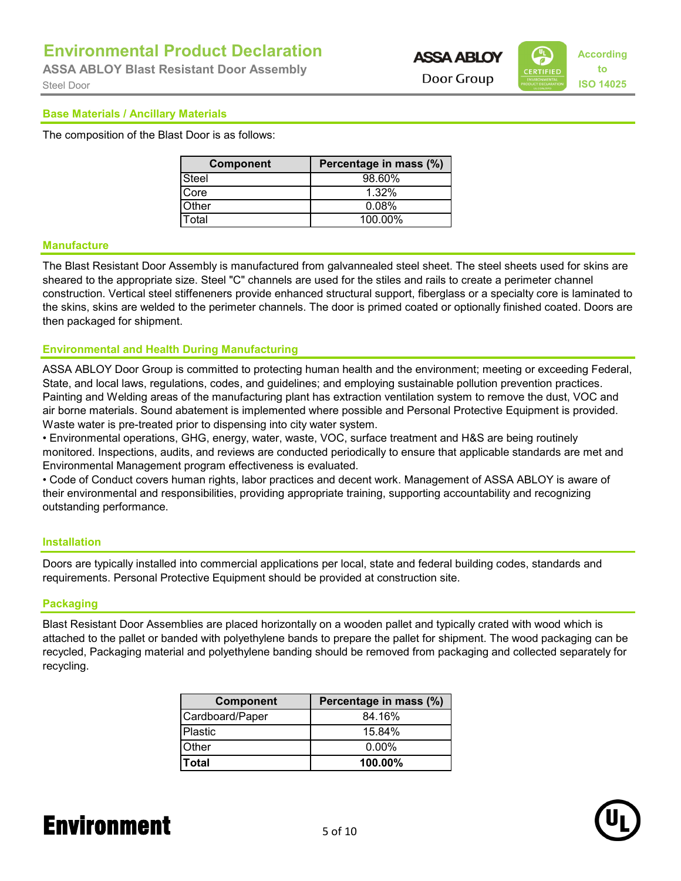## Base Materials / Ancillary Materials

The composition of the Blast Door is as follows:

| Component | Percentage in mass (%) |
|---|---|
| Steel | 98.60% |
| Core | 1.32% |
| Other | 0.08% |
| Total | 100.00% |

## Manufacture

The Blast Resistant Door Assembly is manufactured from galvannealed steel sheet. The steel sheets used for skins are sheared to the appropriate size. Steel "C" channels are used for the stiles and rails to create a perimeter channel construction. Vertical steel stiffeneners provide enhanced structural support, fiberglass or a specialty core is laminated to the skins, skins are welded to the perimeter channels. The door is primed coated or optionally finished coated. Doors are then packaged for shipment.

## Environmental and Health During Manufacturing

ASSA ABLOY Door Group is committed to protecting human health and the environment; meeting or exceeding Federal, State, and local laws, regulations, codes, and guidelines; and employing sustainable pollution prevention practices. Painting and Welding areas of the manufacturing plant has extraction ventilation system to remove the dust, VOC and air borne materials. Sound abatement is implemented where possible and Personal Protective Equipment is provided. Waste water is pre-treated prior to dispensing into city water system.

- Environmental operations, GHG, energy, water, waste, VOC, surface treatment and H&S are being routinely monitored. Inspections, audits, and reviews are conducted periodically to ensure that applicable standards are met and Environmental Management program effectiveness is evaluated.
- Code of Conduct covers human rights, labor practices and decent work. Management of ASSA ABLOY is aware of their environmental and responsibilities, providing appropriate training, supporting accountability and recognizing outstanding performance.

## Installation

Doors are typically installed into commercial applications per local, state and federal building codes, standards and requirements. Personal Protective Equipment should be provided at construction site.

## Packaging

Blast Resistant Door Assemblies are placed horizontally on a wooden pallet and typically crated with wood which is attached to the pallet or banded with polyethylene bands to prepare the pallet for shipment. The wood packaging can be recycled, Packaging material and polyethylene banding should be removed from packaging and collected separately for recycling.

| Component | Percentage in mass (%) |
|---|---|
| Cardboard/Paper | 84.16% |
| Plastic | 15.84% |
| Other | 0.00% |
| **Total** | **100.00%** |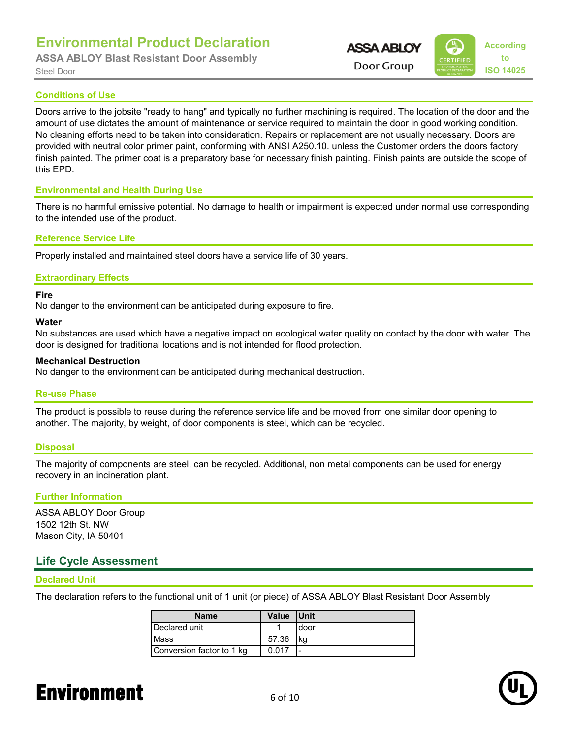### Conditions of Use

Doors arrive to the jobsite "ready to hang" and typically no further machining is required. The location of the door and the amount of use dictates the amount of maintenance or service required to maintain the door in good working condition. No cleaning efforts need to be taken into consideration. Repairs or replacement are not usually necessary. Doors are provided with neutral color primer paint, conforming with ANSI A250.10. unless the Customer orders the doors factory finish painted. The primer coat is a preparatory base for necessary finish painting. Finish paints are outside the scope of this EPD.

### Environmental and Health During Use

There is no harmful emissive potential. No damage to health or impairment is expected under normal use corresponding to the intended use of the product.

### Reference Service Life

Properly installed and maintained steel doors have a service life of 30 years.

### Extraordinary Effects

**Fire**
No danger to the environment can be anticipated during exposure to fire.

**Water**
No substances are used which have a negative impact on ecological water quality on contact by the door with water. The door is designed for traditional locations and is not intended for flood protection.

**Mechanical Destruction**
No danger to the environment can be anticipated during mechanical destruction.

### Re-use Phase

The product is possible to reuse during the reference service life and be moved from one similar door opening to another. The majority, by weight, of door components is steel, which can be recycled.

### Disposal

The majority of components are steel, can be recycled. Additional, non metal components can be used for energy recovery in an incineration plant.

### Further Information

ASSA ABLOY Door Group
1502 12th St. NW
Mason City, IA 50401

## Life Cycle Assessment

### Declared Unit

The declaration refers to the functional unit of 1 unit (or piece) of ASSA ABLOY Blast Resistant Door Assembly

| Name | Value | Unit |
|---|---|---|
| Declared unit | 1 | door |
| Mass | 57.36 | kg |
| Conversion factor to 1 kg | 0.017 | - |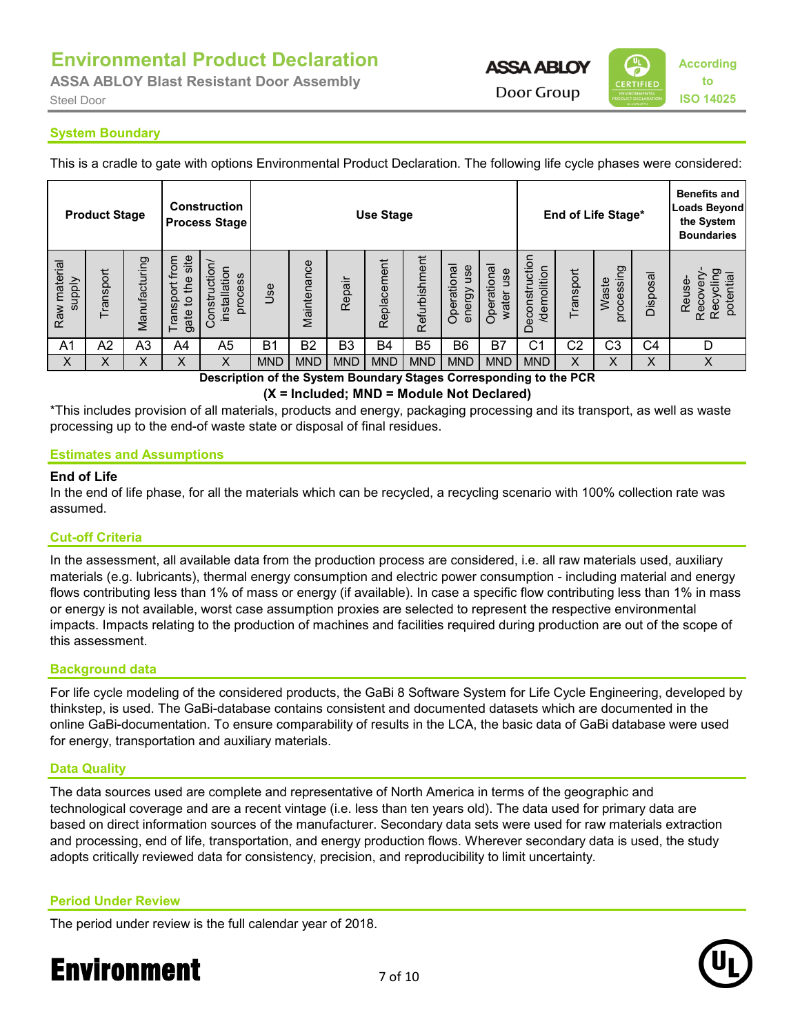## System Boundary

This is a cradle to gate with options Environmental Product Declaration. The following life cycle phases were considered:

| Product Stage | | | Construction Process Stage | | Use Stage | | | | | | | End of Life Stage* | | | | Benefits and Loads Beyond the System Boundaries |
|---|---|---|---|---|---|---|---|---|---|---|---|---|---|---|---|---|
| Raw material supply | Transport | Manufacturing | Transport from gate to the site | Construction/ installation process | Use | Maintenance | Repair | Replacement | Refurbishment | Operational energy use | Operational water use | Deconstruction /demolition | Transport | Waste processing | Disposal | Reuse-Recovery-Recycling potential |
| A1 | A2 | A3 | A4 | A5 | B1 | B2 | B3 | B4 | B5 | B6 | B7 | C1 | C2 | C3 | C4 | D |
| X | X | X | X | X | MND | MND | MND | MND | MND | MND | MND | MND | X | X | X | X |

**Description of the System Boundary Stages Corresponding to the PCR**
**(X = Included; MND = Module Not Declared)**

*This includes provision of all materials, products and energy, packaging processing and its transport, as well as waste processing up to the end-of waste state or disposal of final residues.

## Estimates and Assumptions

### End of Life

In the end of life phase, for all the materials which can be recycled, a recycling scenario with 100% collection rate was assumed.

## Cut-off Criteria

In the assessment, all available data from the production process are considered, i.e. all raw materials used, auxiliary materials (e.g. lubricants), thermal energy consumption and electric power consumption - including material and energy flows contributing less than 1% of mass or energy (if available). In case a specific flow contributing less than 1% in mass or energy is not available, worst case assumption proxies are selected to represent the respective environmental impacts. Impacts relating to the production of machines and facilities required during production are out of the scope of this assessment.

## Background data

For life cycle modeling of the considered products, the GaBi 8 Software System for Life Cycle Engineering, developed by thinkstep, is used. The GaBi-database contains consistent and documented datasets which are documented in the online GaBi-documentation. To ensure comparability of results in the LCA, the basic data of GaBi database were used for energy, transportation and auxiliary materials.

## Data Quality

The data sources used are complete and representative of North America in terms of the geographic and technological coverage and are a recent vintage (i.e. less than ten years old). The data used for primary data are based on direct information sources of the manufacturer. Secondary data sets were used for raw materials extraction and processing, end of life, transportation, and energy production flows. Wherever secondary data is used, the study adopts critically reviewed data for consistency, precision, and reproducibility to limit uncertainty.

## Period Under Review

The period under review is the full calendar year of 2018.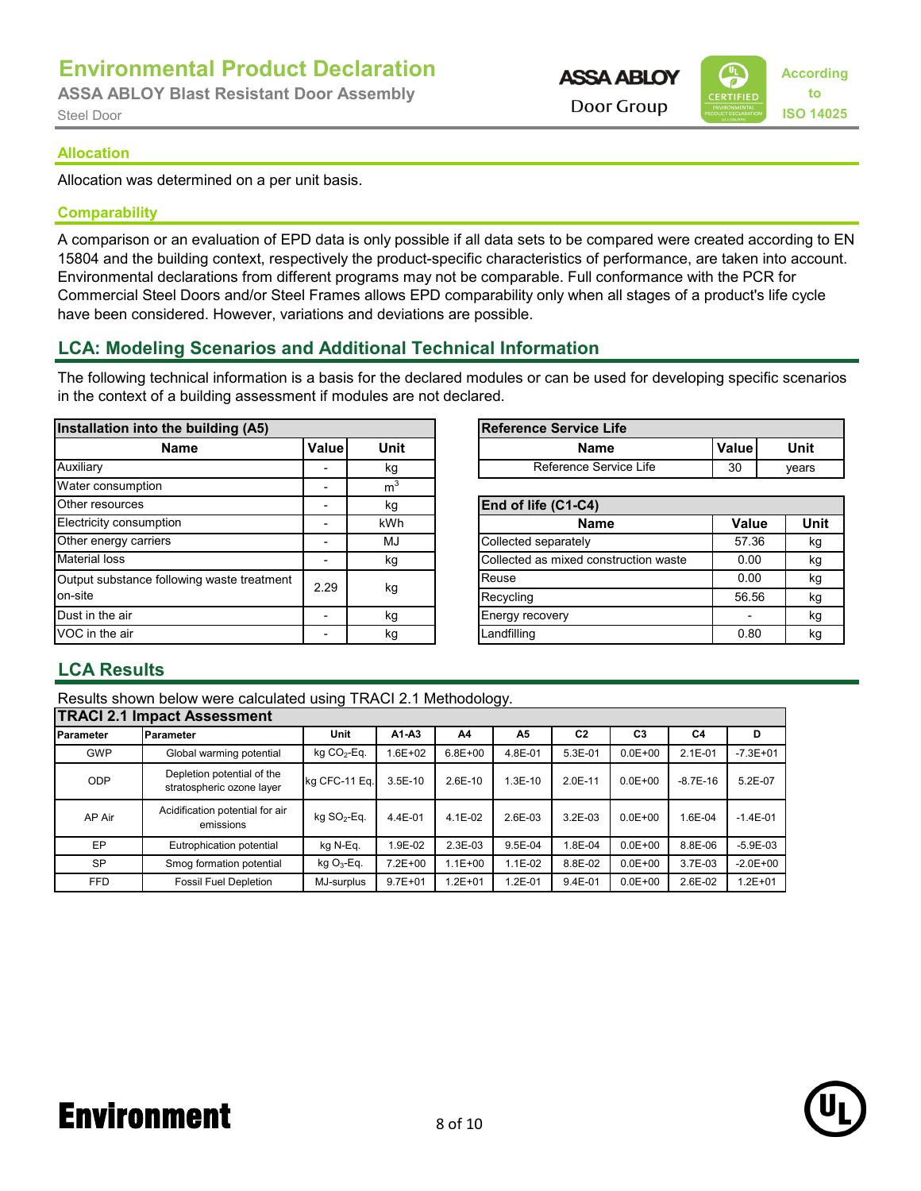## Allocation

Allocation was determined on a per unit basis.

## Comparability

A comparison or an evaluation of EPD data is only possible if all data sets to be compared were created according to EN 15804 and the building context, respectively the product-specific characteristics of performance, are taken into account. Environmental declarations from different programs may not be comparable. Full conformance with the PCR for Commercial Steel Doors and/or Steel Frames allows EPD comparability only when all stages of a product's life cycle have been considered. However, variations and deviations are possible.

## LCA: Modeling Scenarios and Additional Technical Information

The following technical information is a basis for the declared modules or can be used for developing specific scenarios in the context of a building assessment if modules are not declared.

| Installation into the building (A5) | | |
|---|---|---|
| **Name** | **Value** | **Unit** |
| Auxiliary | - | kg |
| Water consumption | - | $m^3$ |
| Other resources | - | kg |
| Electricity consumption | - | kWh |
| Other energy carriers | - | MJ |
| Material loss | - | kg |
| Output substance following waste treatment on-site | 2.29 | kg |
| Dust in the air | - | kg |
| VOC in the air | - | kg |

| Reference Service Life | | |
|---|---|---|
| **Name** | **Value** | **Unit** |
| Reference Service Life | 30 | years |

| End of life (C1-C4) | | |
|---|---|---|
| **Name** | **Value** | **Unit** |
| Collected separately | 57.36 | kg |
| Collected as mixed construction waste | 0.00 | kg |
| Reuse | 0.00 | kg |
| Recycling | 56.56 | kg |
| Energy recovery | - | kg |
| Landfilling | 0.80 | kg |

## LCA Results

Results shown below were calculated using TRACI 2.1 Methodology.

| Parameter | Parameter | Unit | A1-A3 | A4 | A5 | C2 | C3 | C4 | D |
|---|---|---|---|---|---|---|---|---|---|
| GWP | Global warming potential | kg $CO_2$-Eq. | 1.6E+02 | 6.8E+00 | 4.8E-01 | 5.3E-01 | 0.0E+00 | 2.1E-01 | -7.3E+01 |
| ODP | Depletion potential of the stratospheric ozone layer | kg CFC-11 Eq. | 3.5E-10 | 2.6E-10 | 1.3E-10 | 2.0E-11 | 0.0E+00 | -8.7E-16 | 5.2E-07 |
| AP Air | Acidification potential for air emissions | kg $SO_2$-Eq. | 4.4E-01 | 4.1E-02 | 2.6E-03 | 3.2E-03 | 0.0E+00 | 1.6E-04 | -1.4E-01 |
| EP | Eutrophication potential | kg N-Eq. | 1.9E-02 | 2.3E-03 | 9.5E-04 | 1.8E-04 | 0.0E+00 | 8.8E-06 | -5.9E-03 |
| SP | Smog formation potential | kg $O_3$-Eq. | 7.2E+00 | 1.1E+00 | 1.1E-02 | 8.8E-02 | 0.0E+00 | 3.7E-03 | -2.0E+00 |
| FFD | Fossil Fuel Depletion | MJ-surplus | 9.7E+01 | 1.2E+01 | 1.2E-01 | 9.4E-01 | 0.0E+00 | 2.6E-02 | 1.2E+01 |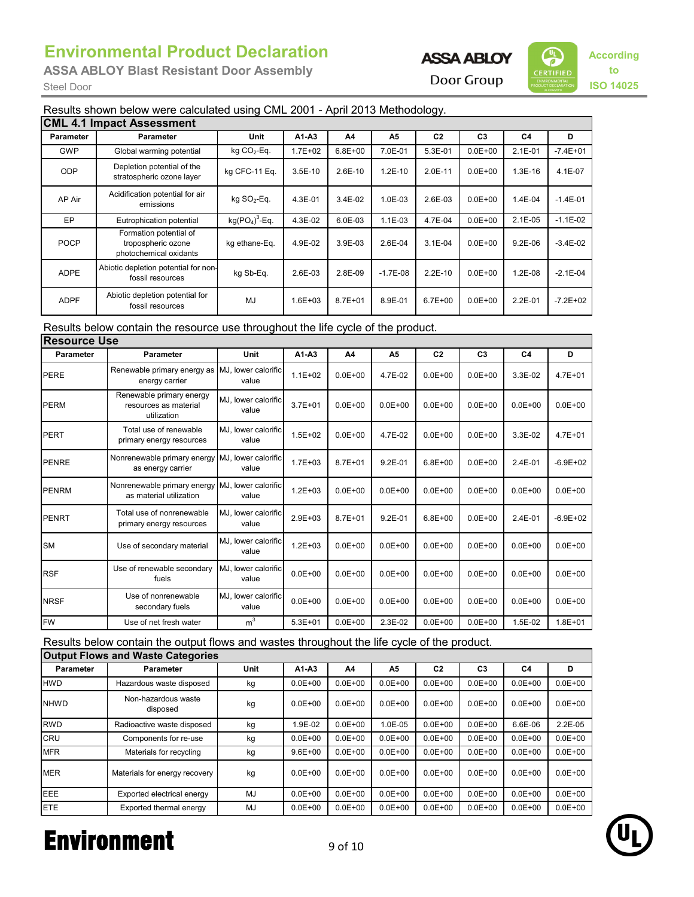Results shown below were calculated using CML 2001 - April 2013 Methodology.

| CML 4.1 Impact Assessment | | | | | | | | | |
|---|---|---|---|---|---|---|---|---|---|
| Parameter | Parameter | Unit | A1-A3 | A4 | A5 | C2 | C3 | C4 | D |
| GWP | Global warming potential | kg $CO_2$-Eq. | 1.7E+02 | 6.8E+00 | 7.0E-01 | 5.3E-01 | 0.0E+00 | 2.1E-01 | -7.4E+01 |
| ODP | Depletion potential of the stratospheric ozone layer | kg CFC-11 Eq. | 3.5E-10 | 2.6E-10 | 1.2E-10 | 2.0E-11 | 0.0E+00 | 1.3E-16 | 4.1E-07 |
| AP Air | Acidification potential for air emissions | kg $SO_2$-Eq. | 4.3E-01 | 3.4E-02 | 1.0E-03 | 2.6E-03 | 0.0E+00 | 1.4E-04 | -1.4E-01 |
| EP | Eutrophication potential | kg$(PO_4)^3$-Eq. | 4.3E-02 | 6.0E-03 | 1.1E-03 | 4.7E-04 | 0.0E+00 | 2.1E-05 | -1.1E-02 |
| POCP | Formation potential of tropospheric ozone photochemical oxidants | kg ethane-Eq. | 4.9E-02 | 3.9E-03 | 2.6E-04 | 3.1E-04 | 0.0E+00 | 9.2E-06 | -3.4E-02 |
| ADPE | Abiotic depletion potential for non-fossil resources | kg Sb-Eq. | 2.6E-03 | 2.8E-09 | -1.7E-08 | 2.2E-10 | 0.0E+00 | 1.2E-08 | -2.1E-04 |
| ADPF | Abiotic depletion potential for fossil resources | MJ | 1.6E+03 | 8.7E+01 | 8.9E-01 | 6.7E+00 | 0.0E+00 | 2.2E-01 | -7.2E+02 |

Results below contain the resource use throughout the life cycle of the product.

| Resource Use | | | | | | | | | |
|---|---|---|---|---|---|---|---|---|---|
| Parameter | Parameter | Unit | A1-A3 | A4 | A5 | C2 | C3 | C4 | D |
| PERE | Renewable primary energy as energy carrier | MJ, lower calorific value | 1.1E+02 | 0.0E+00 | 4.7E-02 | 0.0E+00 | 0.0E+00 | 3.3E-02 | 4.7E+01 |
| PERM | Renewable primary energy resources as material utilization | MJ, lower calorific value | 3.7E+01 | 0.0E+00 | 0.0E+00 | 0.0E+00 | 0.0E+00 | 0.0E+00 | 0.0E+00 |
| PERT | Total use of renewable primary energy resources | MJ, lower calorific value | 1.5E+02 | 0.0E+00 | 4.7E-02 | 0.0E+00 | 0.0E+00 | 3.3E-02 | 4.7E+01 |
| PENRE | Nonrenewable primary energy as energy carrier | MJ, lower calorific value | 1.7E+03 | 8.7E+01 | 9.2E-01 | 6.8E+00 | 0.0E+00 | 2.4E-01 | -6.9E+02 |
| PENRM | Nonrenewable primary energy as material utilization | MJ, lower calorific value | 1.2E+03 | 0.0E+00 | 0.0E+00 | 0.0E+00 | 0.0E+00 | 0.0E+00 | 0.0E+00 |
| PENRT | Total use of nonrenewable primary energy resources | MJ, lower calorific value | 2.9E+03 | 8.7E+01 | 9.2E-01 | 6.8E+00 | 0.0E+00 | 2.4E-01 | -6.9E+02 |
| SM | Use of secondary material | MJ, lower calorific value | 1.2E+03 | 0.0E+00 | 0.0E+00 | 0.0E+00 | 0.0E+00 | 0.0E+00 | 0.0E+00 |
| RSF | Use of renewable secondary fuels | MJ, lower calorific value | 0.0E+00 | 0.0E+00 | 0.0E+00 | 0.0E+00 | 0.0E+00 | 0.0E+00 | 0.0E+00 |
| NRSF | Use of nonrenewable secondary fuels | MJ, lower calorific value | 0.0E+00 | 0.0E+00 | 0.0E+00 | 0.0E+00 | 0.0E+00 | 0.0E+00 | 0.0E+00 |
| FW | Use of net fresh water | $m^3$ | 5.3E+01 | 0.0E+00 | 2.3E-02 | 0.0E+00 | 0.0E+00 | 1.5E-02 | 1.8E+01 |

Results below contain the output flows and wastes throughout the life cycle of the product.

| Output Flows and Waste Categories | | | | | | | | | |
|---|---|---|---|---|---|---|---|---|---|
| Parameter | Parameter | Unit | A1-A3 | A4 | A5 | C2 | C3 | C4 | D |
| HWD | Hazardous waste disposed | kg | 0.0E+00 | 0.0E+00 | 0.0E+00 | 0.0E+00 | 0.0E+00 | 0.0E+00 | 0.0E+00 |
| NHWD | Non-hazardous waste disposed | kg | 0.0E+00 | 0.0E+00 | 0.0E+00 | 0.0E+00 | 0.0E+00 | 0.0E+00 | 0.0E+00 |
| RWD | Radioactive waste disposed | kg | 1.9E-02 | 0.0E+00 | 1.0E-05 | 0.0E+00 | 0.0E+00 | 6.6E-06 | 2.2E-05 |
| CRU | Components for re-use | kg | 0.0E+00 | 0.0E+00 | 0.0E+00 | 0.0E+00 | 0.0E+00 | 0.0E+00 | 0.0E+00 |
| MFR | Materials for recycling | kg | 9.6E+00 | 0.0E+00 | 0.0E+00 | 0.0E+00 | 0.0E+00 | 0.0E+00 | 0.0E+00 |
| MER | Materials for energy recovery | kg | 0.0E+00 | 0.0E+00 | 0.0E+00 | 0.0E+00 | 0.0E+00 | 0.0E+00 | 0.0E+00 |
| EEE | Exported electrical energy | MJ | 0.0E+00 | 0.0E+00 | 0.0E+00 | 0.0E+00 | 0.0E+00 | 0.0E+00 | 0.0E+00 |
| ETE | Exported thermal energy | MJ | 0.0E+00 | 0.0E+00 | 0.0E+00 | 0.0E+00 | 0.0E+00 | 0.0E+00 | 0.0E+00 |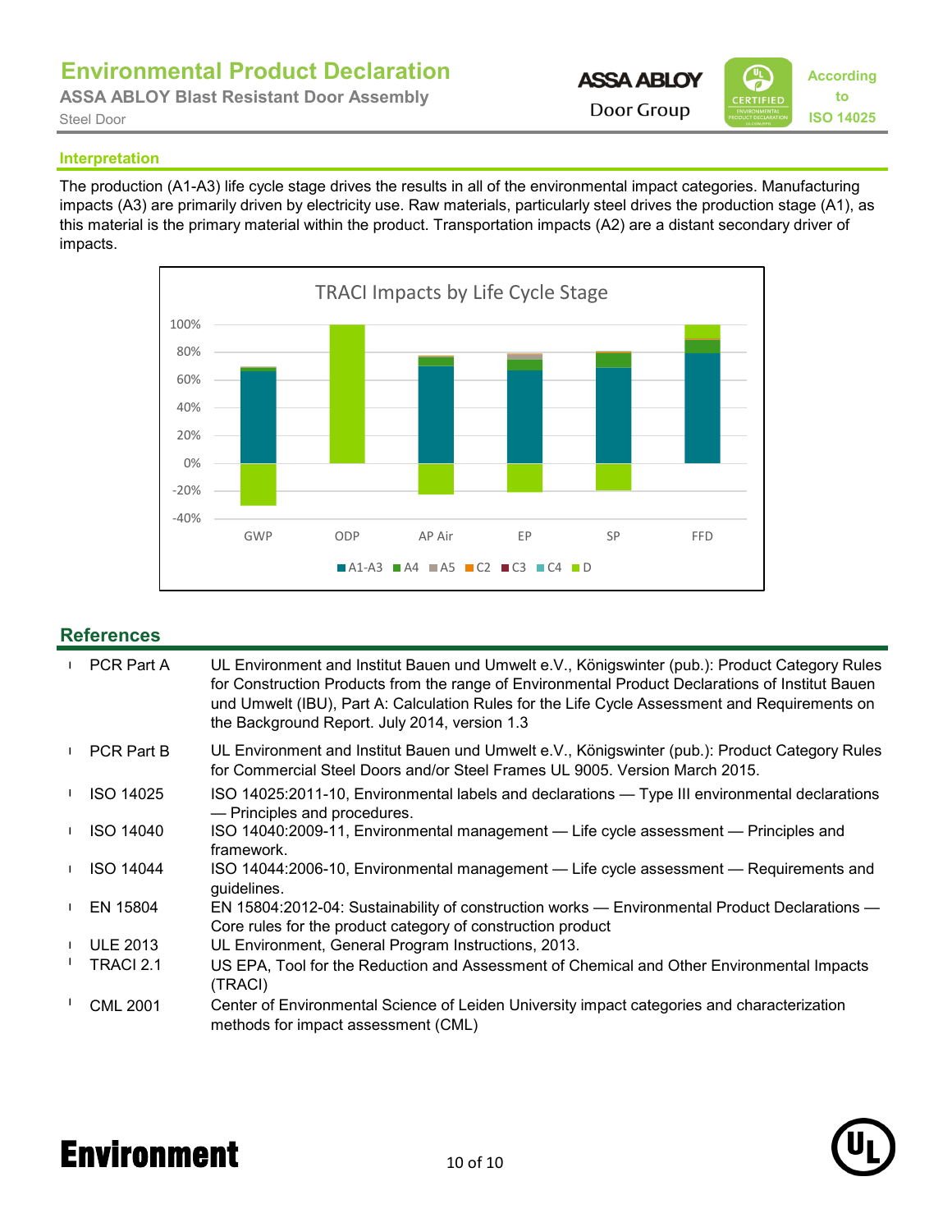### Interpretation

The production (A1-A3) life cycle stage drives the results in all of the environmental impact categories. Manufacturing impacts (A3) are primarily driven by electricity use. Raw materials, particularly steel drives the production stage (A1), as this material is the primary material within the product. Transportation impacts (A2) are a distant secondary driver of impacts.

TRACI Impacts by Life Cycle Stage

100%
80%
60%
40%
20%
0%
-20%
-40%

GWP ODP AP Air EP SP FFD

A1-A3 A4 A5 C2 C3 C4 D

## References

- **PCR Part A** — UL Environment and Institut Bauen und Umwelt e.V., Königswinter (pub.): Product Category Rules for Construction Products from the range of Environmental Product Declarations of Institut Bauen und Umwelt (IBU), Part A: Calculation Rules for the Life Cycle Assessment and Requirements on the Background Report. July 2014, version 1.3
- **PCR Part B** — UL Environment and Institut Bauen und Umwelt e.V., Königswinter (pub.): Product Category Rules for Commercial Steel Doors and/or Steel Frames UL 9005. Version March 2015.
- **ISO 14025** — ISO 14025:2011-10, Environmental labels and declarations — Type III environmental declarations — Principles and procedures.
- **ISO 14040** — ISO 14040:2009-11, Environmental management — Life cycle assessment — Principles and framework.
- **ISO 14044** — ISO 14044:2006-10, Environmental management — Life cycle assessment — Requirements and guidelines.
- **EN 15804** — EN 15804:2012-04: Sustainability of construction works — Environmental Product Declarations — Core rules for the product category of construction product
- **ULE 2013** — UL Environment, General Program Instructions, 2013.
- **TRACI 2.1** — US EPA, Tool for the Reduction and Assessment of Chemical and Other Environmental Impacts (TRACI)
- **CML 2001** — Center of Environmental Science of Leiden University impact categories and characterization methods for impact assessment (CML)